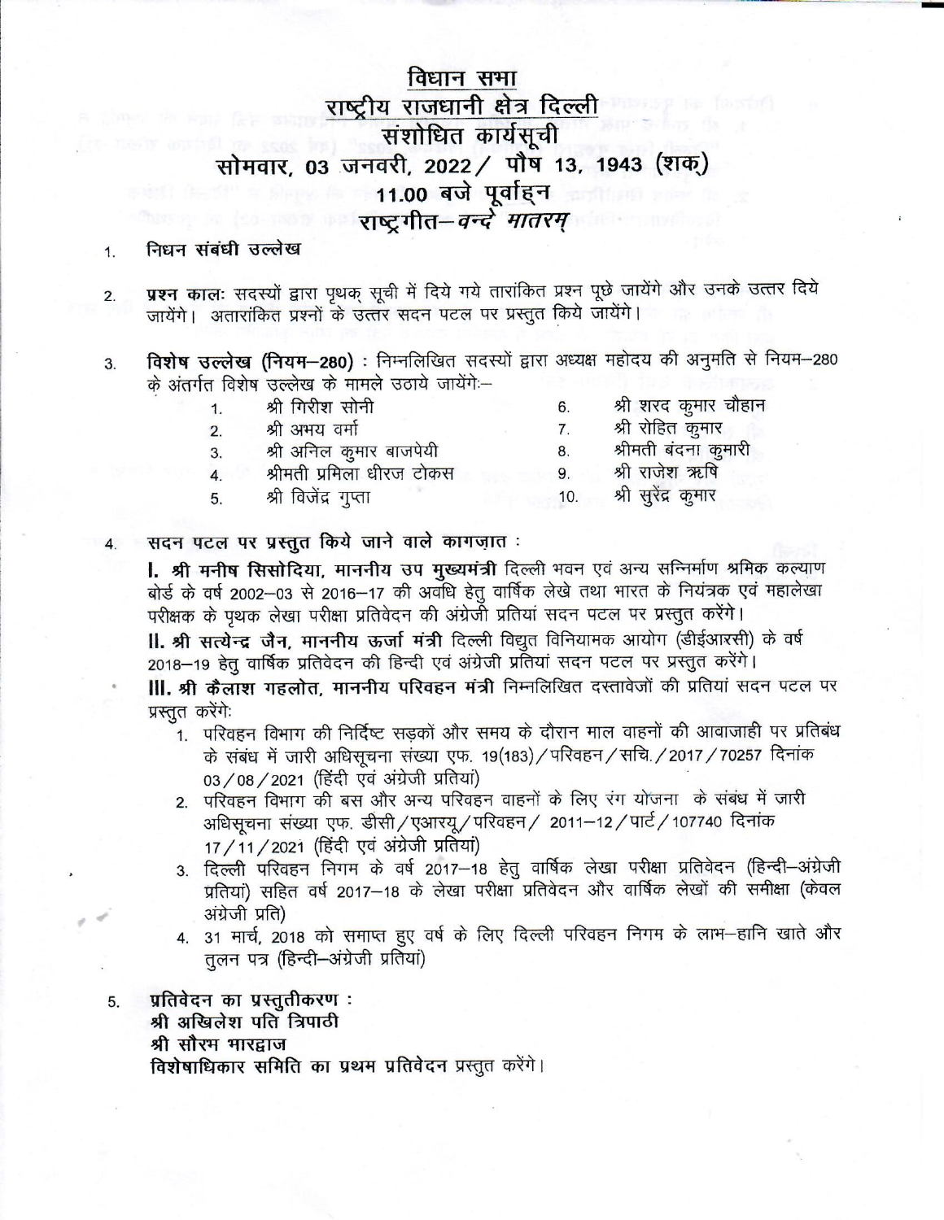# विधान सभा

## राष्ट्रीय राजधानी क्षेत्र दिल्ली

## संशोधित कार्यसूची

## सोमवार, 03 जनवरी, 2022 / पौष 13, 1943 (शक)

## 11.00 बजे पूर्वाह्न

## राष्ट्रगीत–*वन्दे मातरम्*

1. **निधन संबंधी उल्लेख**

2. **प्रश्न काल:** सदस्यों द्वारा पृथक् सूची में दिये गये तारांकित प्रश्न पूछे जायेंगे और उनके उत्तर दिये जायेंगे। अतारांकित प्रश्नों के उत्तर सदन पटल पर प्रस्तुत किये जायेंगे।

3. **विशेष उल्लेख (नियम–280)** : निम्नलिखित सदस्यों द्वारा अध्यक्ष महोदय की अनुमति से नियम–280 के अंतर्गत विशेष उल्लेख के मामले उठाये जायेंगे:–
   1. श्री गिरीश सोनी
   2. श्री अभय वर्मा
   3. श्री अनिल कुमार बाजपेयी
   4. श्रीमती प्रमिला धीरज टोकस
   5. श्री विजेंद्र गुप्ता
   6. श्री शरद कुमार चौहान
   7. श्री रोहित कुमार
   8. श्रीमती बंदना कुमारी
   9. श्री राजेश ऋषि
   10. श्री सुरेंद्र कुमार

4. **सदन पटल पर प्रस्तुत किये जाने वाले कागज़ात :**

   **I. श्री मनीष सिसोदिया, माननीय उप मुख्यमंत्री** दिल्ली भवन एवं अन्य सन्निर्माण श्रमिक कल्याण बोर्ड के वर्ष 2002–03 से 2016–17 की अवधि हेतु वार्षिक लेखे तथा भारत के नियंत्रक एवं महालेखा परीक्षक के पृथक लेखा परीक्षा प्रतिवेदन की अंग्रेजी प्रतियां सदन पटल पर प्रस्तुत करेंगे।

   **II. श्री सत्येन्द्र जैन, माननीय ऊर्जा मंत्री** दिल्ली विद्युत विनियामक आयोग (डीईआरसी) के वर्ष 2018–19 हेतु वार्षिक प्रतिवेदन की हिन्दी एवं अंग्रेजी प्रतियां सदन पटल पर प्रस्तुत करेंगे।

   **III. श्री कैलाश गहलोत, माननीय परिवहन मंत्री** निम्नलिखित दस्तावेजों की प्रतियां सदन पटल पर प्रस्तुत करेंगे:
   1. परिवहन विभाग की निर्दिष्ट सड़कों और समय के दौरान माल वाहनों की आवाजाही पर प्रतिबंध के संबंध में जारी अधिसूचना संख्या एफ. 19(183)/परिवहन/सचि./2017/70257 दिनांक 03/08/2021 (हिंदी एवं अंग्रेजी प्रतियां)
   2. परिवहन विभाग की बस और अन्य परिवहन वाहनों के लिए रंग योजना के संबंध में जारी अधिसूचना संख्या एफ. डीसी/एआरयू/परिवहन/ 2011–12/पार्ट/107740 दिनांक 17/11/2021 (हिंदी एवं अंग्रेजी प्रतियां)
   3. दिल्ली परिवहन निगम के वर्ष 2017–18 हेतु वार्षिक लेखा परीक्षा प्रतिवेदन (हिन्दी–अंग्रेजी प्रतियां) सहित वर्ष 2017–18 के लेखा परीक्षा प्रतिवेदन और वार्षिक लेखों की समीक्षा (केवल अंग्रेजी प्रति)
   4. 31 मार्च, 2018 को समाप्त हुए वर्ष के लिए दिल्ली परिवहन निगम के लाभ–हानि खाते और तुलन पत्र (हिन्दी–अंग्रेजी प्रतियां)

5. **प्रतिवेदन का प्रस्तुतीकरण :**
   **श्री अखिलेश पति त्रिपाठी**
   **श्री सौरभ भारद्वाज**
   **विशेषाधिकार समिति का प्रथम प्रतिवेदन प्रस्तुत करेंगे।**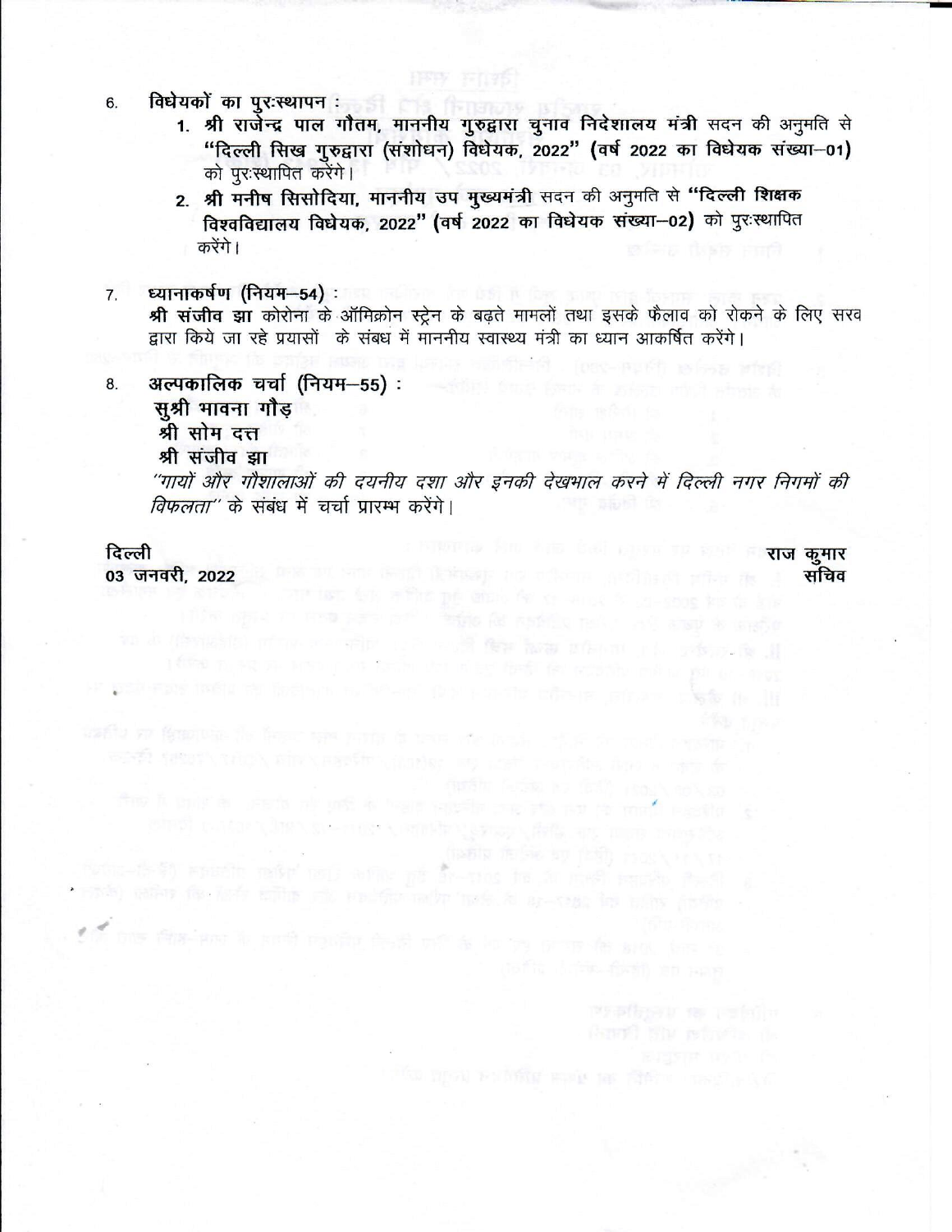6. **विधेयकों का पुरःस्थापन :**

   1. **श्री राजेन्द्र पाल गौतम, माननीय गुरुद्वारा चुनाव निदेशालय मंत्री** सदन की अनुमति से **"दिल्ली सिख गुरुद्वारा (संशोधन) विधेयक, 2022" (वर्ष 2022 का विधेयक संख्या–01)** को पुरःस्थापित करेंगे।
   2. **श्री मनीष सिसोदिया, माननीय उप मुख्यमंत्री** सदन की अनुमति से **"दिल्ली शिक्षक विश्वविद्यालय विधेयक, 2022" (वर्ष 2022 का विधेयक संख्या–02)** को पुरःस्थापित करेंगे।

7. **ध्यानाकर्षण (नियम–54) :**

   **श्री संजीव झा** कोरोना के ऑमिक्रोन स्ट्रेन के बढ़ते मामलों तथा इसके फैलाव को रोकने के लिए सरकार द्वारा किये जा रहे प्रयासों के संबंध में माननीय स्वास्थ्य मंत्री का ध्यान आकर्षित करेंगे।

8. **अल्पकालिक चर्चा (नियम–55) :**

   **सुश्री भावना गौड़**
   **श्री सोम दत्त**
   **श्री संजीव झा**

   *"गायों और गौशालाओं की दयनीय दशा और इनकी देखभाल करने में दिल्ली नगर निगमों की विफलता"* के संबंध में चर्चा प्रारम्भ करेंगे।

**दिल्ली**
**03 जनवरी, 2022**

**राज कुमार**
**सचिव**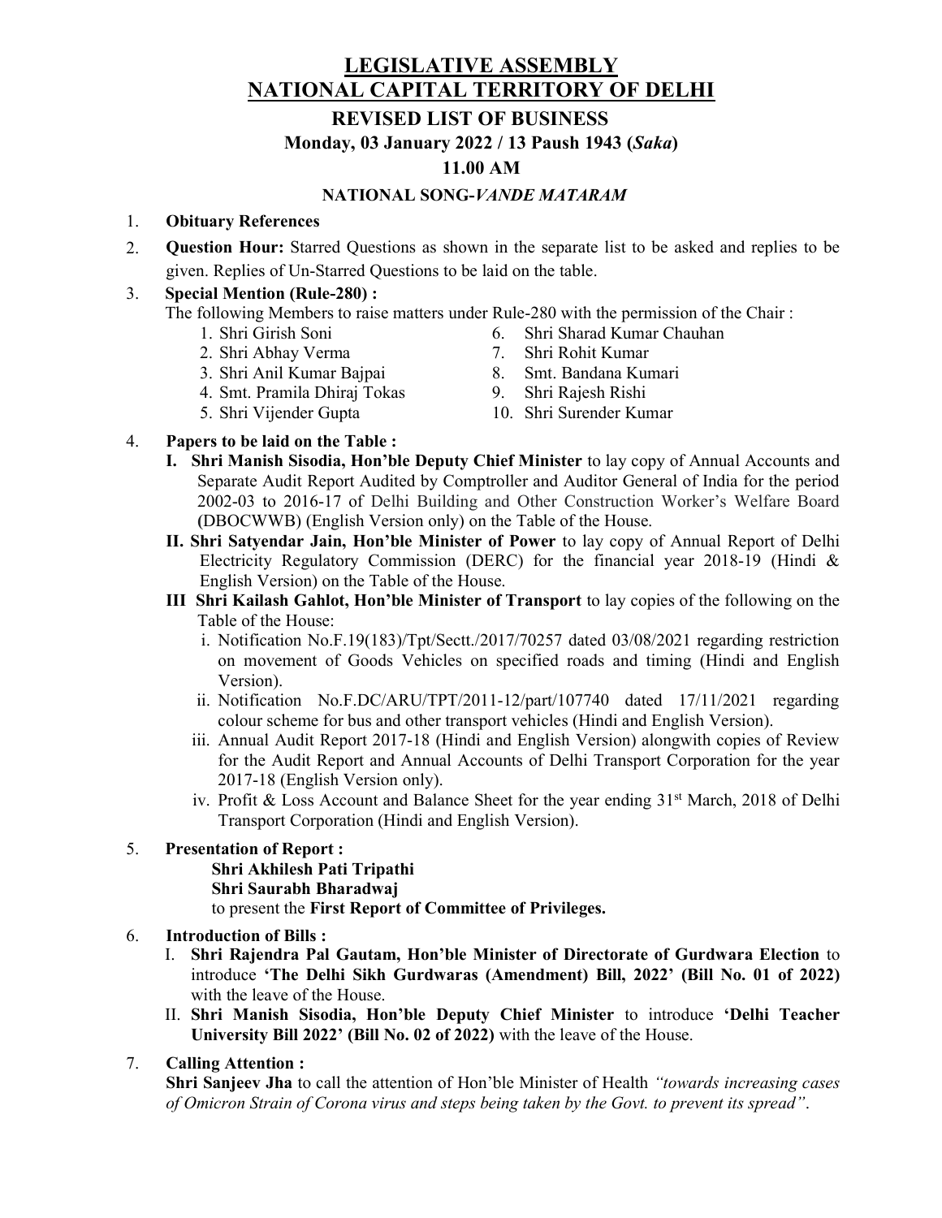# LEGISLATIVE ASSEMBLY
# NATIONAL CAPITAL TERRITORY OF DELHI

## REVISED LIST OF BUSINESS

**Monday, 03 January 2022 / 13 Paush 1943 (*Saka*)**

**11.00 AM**

**NATIONAL SONG-*VANDE MATARAM***

1. **Obituary References**

2. **Question Hour:** Starred Questions as shown in the separate list to be asked and replies to be given. Replies of Un-Starred Questions to be laid on the table.

3. **Special Mention (Rule-280) :**
   The following Members to raise matters under Rule-280 with the permission of the Chair :
   1. Shri Girish Soni
   2. Shri Abhay Verma
   3. Shri Anil Kumar Bajpai
   4. Smt. Pramila Dhiraj Tokas
   5. Shri Vijender Gupta
   6. Shri Sharad Kumar Chauhan
   7. Shri Rohit Kumar
   8. Smt. Bandana Kumari
   9. Shri Rajesh Rishi
   10. Shri Surender Kumar

4. **Papers to be laid on the Table :**
   - **I. Shri Manish Sisodia, Hon'ble Deputy Chief Minister** to lay copy of Annual Accounts and Separate Audit Report Audited by Comptroller and Auditor General of India for the period 2002-03 to 2016-17 of Delhi Building and Other Construction Worker's Welfare Board (DBOCWWB) (English Version only) on the Table of the House.
   - **II. Shri Satyendar Jain, Hon'ble Minister of Power** to lay copy of Annual Report of Delhi Electricity Regulatory Commission (DERC) for the financial year 2018-19 (Hindi & English Version) on the Table of the House.
   - **III Shri Kailash Gahlot, Hon'ble Minister of Transport** to lay copies of the following on the Table of the House:
     - i. Notification No.F.19(183)/Tpt/Sectt./2017/70257 dated 03/08/2021 regarding restriction on movement of Goods Vehicles on specified roads and timing (Hindi and English Version).
     - ii. Notification No.F.DC/ARU/TPT/2011-12/part/107740 dated 17/11/2021 regarding colour scheme for bus and other transport vehicles (Hindi and English Version).
     - iii. Annual Audit Report 2017-18 (Hindi and English Version) alongwith copies of Review for the Audit Report and Annual Accounts of Delhi Transport Corporation for the year 2017-18 (English Version only).
     - iv. Profit & Loss Account and Balance Sheet for the year ending 31st March, 2018 of Delhi Transport Corporation (Hindi and English Version).

5. **Presentation of Report :**
   **Shri Akhilesh Pati Tripathi**
   **Shri Saurabh Bharadwaj**
   to present the **First Report of Committee of Privileges.**

6. **Introduction of Bills :**
   - I. **Shri Rajendra Pal Gautam, Hon'ble Minister of Directorate of Gurdwara Election** to introduce **'The Delhi Sikh Gurdwaras (Amendment) Bill, 2022' (Bill No. 01 of 2022)** with the leave of the House.
   - II. **Shri Manish Sisodia, Hon'ble Deputy Chief Minister** to introduce **'Delhi Teacher University Bill 2022' (Bill No. 02 of 2022)** with the leave of the House.

7. **Calling Attention :**
   **Shri Sanjeev Jha** to call the attention of Hon'ble Minister of Health *"towards increasing cases of Omicron Strain of Corona virus and steps being taken by the Govt. to prevent its spread"*.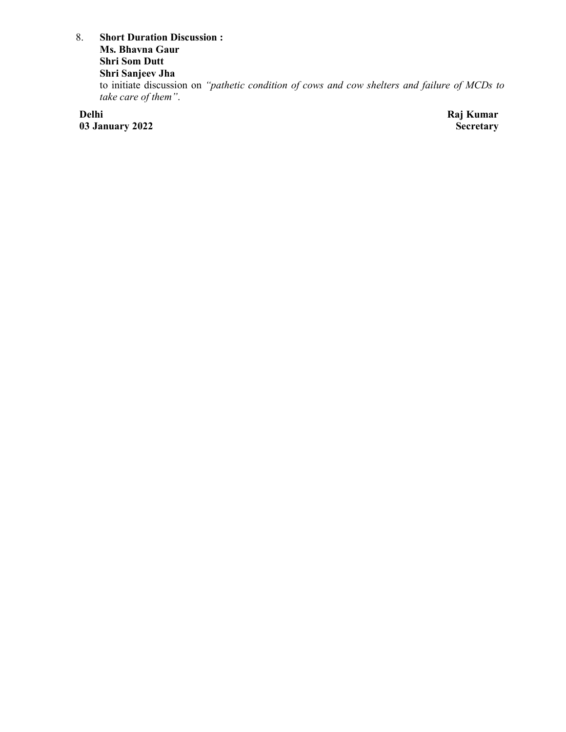8. **Short Duration Discussion :**
   **Ms. Bhavna Gaur**
   **Shri Som Dutt**
   **Shri Sanjeev Jha**
   to initiate discussion on *"pathetic condition of cows and cow shelters and failure of MCDs to take care of them"*.

**Delhi**
**03 January 2022**

**Raj Kumar**
**Secretary**